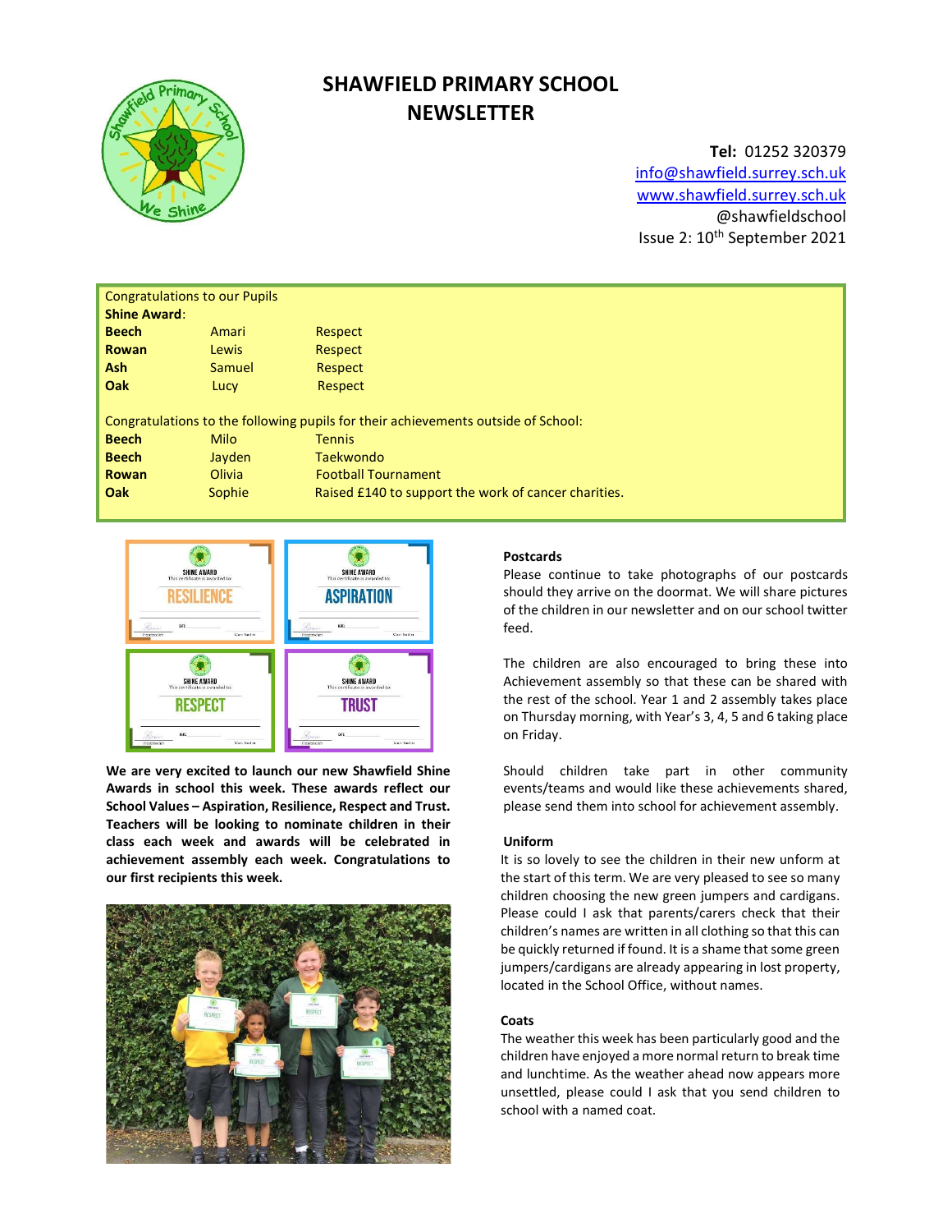# SHAWFIELD PRIMARY SCHOOL NEWSLETTER

**Tel:** 01252 320379
info@shawfield.surrey.sch.uk
www.shawfield.surrey.sch.uk
@shawfieldschool
Issue 2: 10th September 2021

Congratulations to our Pupils

**Shine Award**:

| | | |
|---|---|---|
| **Beech** | Amari | Respect |
| **Rowan** | Lewis | Respect |
| **Ash** | Samuel | Respect |
| **Oak** | Lucy | Respect |

Congratulations to the following pupils for their achievements outside of School:

| | | |
|---|---|---|
| **Beech** | Milo | Tennis |
| **Beech** | Jayden | Taekwondo |
| **Rowan** | Olivia | Football Tournament |
| **Oak** | Sophie | Raised £140 to support the work of cancer charities. |

**We are very excited to launch our new Shawfield Shine Awards in school this week. These awards reflect our School Values – Aspiration, Resilience, Respect and Trust. Teachers will be looking to nominate children in their class each week and awards will be celebrated in achievement assembly each week. Congratulations to our first recipients this week.**

### Postcards

Please continue to take photographs of our postcards should they arrive on the doormat. We will share pictures of the children in our newsletter and on our school twitter feed.

The children are also encouraged to bring these into Achievement assembly so that these can be shared with the rest of the school. Year 1 and 2 assembly takes place on Thursday morning, with Year's 3, 4, 5 and 6 taking place on Friday.

Should children take part in other community events/teams and would like these achievements shared, please send them into school for achievement assembly.

### Uniform

It is so lovely to see the children in their new unform at the start of this term. We are very pleased to see so many children choosing the new green jumpers and cardigans. Please could I ask that parents/carers check that their children's names are written in all clothing so that this can be quickly returned if found. It is a shame that some green jumpers/cardigans are already appearing in lost property, located in the School Office, without names.

### Coats

The weather this week has been particularly good and the children have enjoyed a more normal return to break time and lunchtime. As the weather ahead now appears more unsettled, please could I ask that you send children to school with a named coat.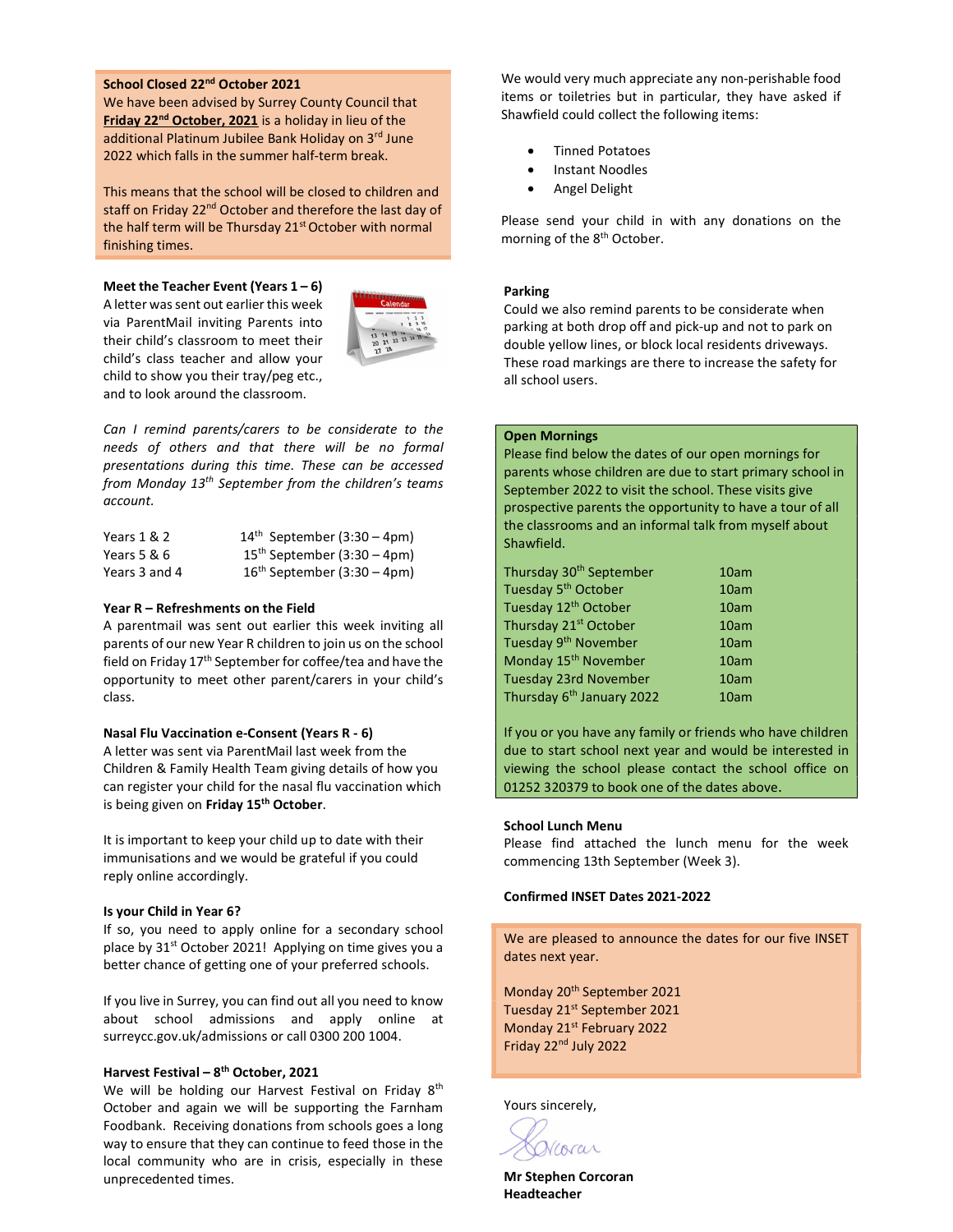**School Closed 22nd October 2021**

We have been advised by Surrey County Council that **Friday 22nd October, 2021** is a holiday in lieu of the additional Platinum Jubilee Bank Holiday on 3rd June 2022 which falls in the summer half-term break.

This means that the school will be closed to children and staff on Friday 22nd October and therefore the last day of the half term will be Thursday 21st October with normal finishing times.

**Meet the Teacher Event (Years 1 – 6)**

A letter was sent out earlier this week via ParentMail inviting Parents into their child's classroom to meet their child's class teacher and allow your child to show you their tray/peg etc., and to look around the classroom.

*Can I remind parents/carers to be considerate to the needs of others and that there will be no formal presentations during this time. These can be accessed from Monday 13th September from the children's teams account.*

| | |
|---|---|
| Years 1 & 2 | 14th September (3:30 – 4pm) |
| Years 5 & 6 | 15th September (3:30 – 4pm) |
| Years 3 and 4 | 16th September (3:30 – 4pm) |

**Year R – Refreshments on the Field**

A parentmail was sent out earlier this week inviting all parents of our new Year R children to join us on the school field on Friday 17th September for coffee/tea and have the opportunity to meet other parent/carers in your child's class.

**Nasal Flu Vaccination e-Consent (Years R - 6)**

A letter was sent via ParentMail last week from the Children & Family Health Team giving details of how you can register your child for the nasal flu vaccination which is being given on **Friday 15th October**.

It is important to keep your child up to date with their immunisations and we would be grateful if you could reply online accordingly.

**Is your Child in Year 6?**

If so, you need to apply online for a secondary school place by 31st October 2021! Applying on time gives you a better chance of getting one of your preferred schools.

If you live in Surrey, you can find out all you need to know about school admissions and apply online at surreycc.gov.uk/admissions or call 0300 200 1004.

**Harvest Festival – 8th October, 2021**

We will be holding our Harvest Festival on Friday 8th October and again we will be supporting the Farnham Foodbank. Receiving donations from schools goes a long way to ensure that they can continue to feed those in the local community who are in crisis, especially in these unprecedented times.

We would very much appreciate any non-perishable food items or toiletries but in particular, they have asked if Shawfield could collect the following items:

- Tinned Potatoes
- Instant Noodles
- Angel Delight

Please send your child in with any donations on the morning of the 8th October.

**Parking**

Could we also remind parents to be considerate when parking at both drop off and pick-up and not to park on double yellow lines, or block local residents driveways. These road markings are there to increase the safety for all school users.

**Open Mornings**

Please find below the dates of our open mornings for parents whose children are due to start primary school in September 2022 to visit the school. These visits give prospective parents the opportunity to have a tour of all the classrooms and an informal talk from myself about Shawfield.

| | |
|---|---|
| Thursday 30th September | 10am |
| Tuesday 5th October | 10am |
| Tuesday 12th October | 10am |
| Thursday 21st October | 10am |
| Tuesday 9th November | 10am |
| Monday 15th November | 10am |
| Tuesday 23rd November | 10am |
| Thursday 6th January 2022 | 10am |

If you or you have any family or friends who have children due to start school next year and would be interested in viewing the school please contact the school office on 01252 320379 to book one of the dates above.

**School Lunch Menu**

Please find attached the lunch menu for the week commencing 13th September (Week 3).

**Confirmed INSET Dates 2021-2022**

We are pleased to announce the dates for our five INSET dates next year.

Monday 20th September 2021
Tuesday 21st September 2021
Monday 21st February 2022
Friday 22nd July 2022

Yours sincerely,

**Mr Stephen Corcoran**
**Headteacher**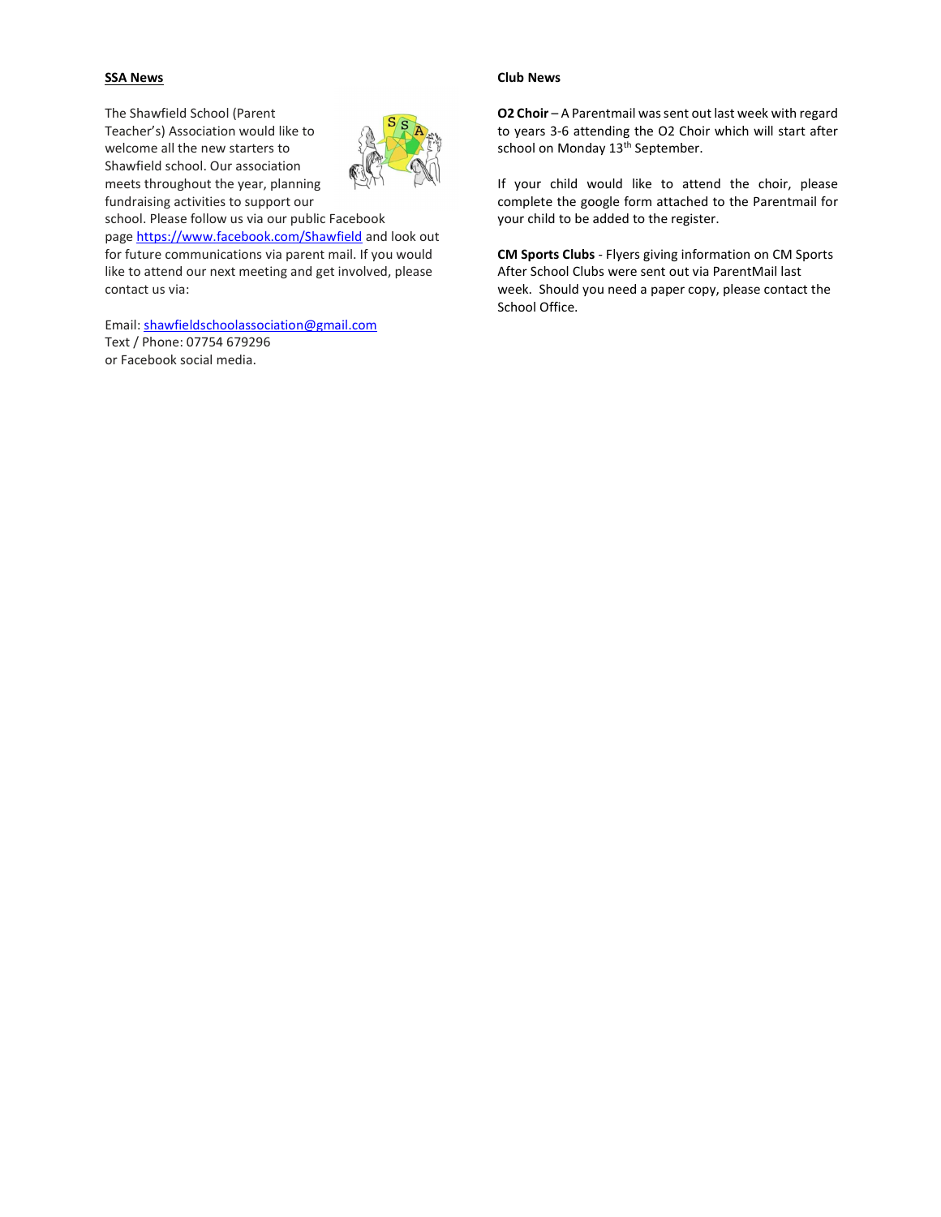## SSA News

The Shawfield School (Parent Teacher's) Association would like to welcome all the new starters to Shawfield school. Our association meets throughout the year, planning fundraising activities to support our school. Please follow us via our public Facebook page https://www.facebook.com/Shawfield and look out for future communications via parent mail. If you would like to attend our next meeting and get involved, please contact us via:

Email: shawfieldschoolassociation@gmail.com
Text / Phone: 07754 679296
or Facebook social media.

## Club News

**O2 Choir** – A Parentmail was sent out last week with regard to years 3-6 attending the O2 Choir which will start after school on Monday 13th September.

If your child would like to attend the choir, please complete the google form attached to the Parentmail for your child to be added to the register.

**CM Sports Clubs** - Flyers giving information on CM Sports After School Clubs were sent out via ParentMail last week. Should you need a paper copy, please contact the School Office.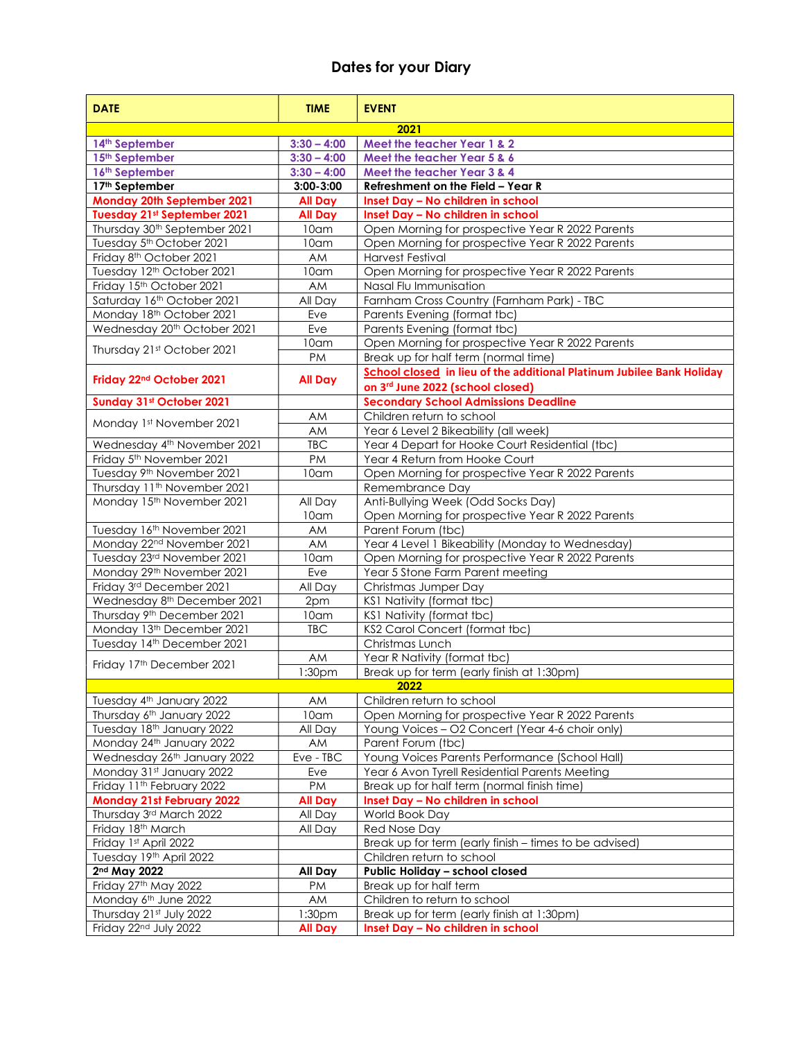# Dates for your Diary

| DATE | TIME | EVENT |
|---|---|---|
| **2021** | | |
| **14th September** | **3:30 – 4:00** | **Meet the teacher Year 1 & 2** |
| **15th September** | **3:30 – 4:00** | **Meet the teacher Year 5 & 6** |
| **16th September** | **3:30 – 4:00** | **Meet the teacher Year 3 & 4** |
| **17th September** | **3:00-3:00** | **Refreshment on the Field – Year R** |
| **Monday 20th September 2021** | **All Day** | **Inset Day – No children in school** |
| **Tuesday 21st September 2021** | **All Day** | **Inset Day – No children in school** |
| Thursday 30th September 2021 | 10am | Open Morning for prospective Year R 2022 Parents |
| Tuesday 5th October 2021 | 10am | Open Morning for prospective Year R 2022 Parents |
| Friday 8th October 2021 | AM | Harvest Festival |
| Tuesday 12th October 2021 | 10am | Open Morning for prospective Year R 2022 Parents |
| Friday 15th October 2021 | AM | Nasal Flu Immunisation |
| Saturday 16th October 2021 | All Day | Farnham Cross Country (Farnham Park) - TBC |
| Monday 18th October 2021 | Eve | Parents Evening (format tbc) |
| Wednesday 20th October 2021 | Eve | Parents Evening (format tbc) |
| Thursday 21st October 2021 | 10am | Open Morning for prospective Year R 2022 Parents |
| | PM | Break up for half term (normal time) |
| **Friday 22nd October 2021** | **All Day** | **School closed in lieu of the additional Platinum Jubilee Bank Holiday on 3rd June 2022 (school closed)** |
| **Sunday 31st October 2021** | | **Secondary School Admissions Deadline** |
| Monday 1st November 2021 | AM | Children return to school |
| | AM | Year 6 Level 2 Bikeability (all week) |
| Wednesday 4th November 2021 | TBC | Year 4 Depart for Hooke Court Residential (tbc) |
| Friday 5th November 2021 | PM | Year 4 Return from Hooke Court |
| Tuesday 9th November 2021 | 10am | Open Morning for prospective Year R 2022 Parents |
| Thursday 11th November 2021 | | Remembrance Day |
| Monday 15th November 2021 | All Day | Anti-Bullying Week (Odd Socks Day) |
| | 10am | Open Morning for prospective Year R 2022 Parents |
| Tuesday 16th November 2021 | AM | Parent Forum (tbc) |
| Monday 22nd November 2021 | AM | Year 4 Level 1 Bikeability (Monday to Wednesday) |
| Tuesday 23rd November 2021 | 10am | Open Morning for prospective Year R 2022 Parents |
| Monday 29th November 2021 | Eve | Year 5 Stone Farm Parent meeting |
| Friday 3rd December 2021 | All Day | Christmas Jumper Day |
| Wednesday 8th December 2021 | 2pm | KS1 Nativity (format tbc) |
| Thursday 9th December 2021 | 10am | KS1 Nativity (format tbc) |
| Monday 13th December 2021 | TBC | KS2 Carol Concert (format tbc) |
| Tuesday 14th December 2021 | | Christmas Lunch |
| Friday 17th December 2021 | AM | Year R Nativity (format tbc) |
| | 1:30pm | Break up for term (early finish at 1:30pm) |
| **2022** | | |
| Tuesday 4th January 2022 | AM | Children return to school |
| Thursday 6th January 2022 | 10am | Open Morning for prospective Year R 2022 Parents |
| Tuesday 18th January 2022 | All Day | Young Voices – O2 Concert (Year 4-6 choir only) |
| Monday 24th January 2022 | AM | Parent Forum (tbc) |
| Wednesday 26th January 2022 | Eve - TBC | Young Voices Parents Performance (School Hall) |
| Monday 31st January 2022 | Eve | Year 6 Avon Tyrell Residential Parents Meeting |
| Friday 11th February 2022 | PM | Break up for half term (normal finish time) |
| **Monday 21st February 2022** | **All Day** | **Inset Day – No children in school** |
| Thursday 3rd March 2022 | All Day | World Book Day |
| Friday 18th March | All Day | Red Nose Day |
| Friday 1st April 2022 | | Break up for term (early finish – times to be advised) |
| Tuesday 19th April 2022 | | Children return to school |
| **2nd May 2022** | **All Day** | **Public Holiday – school closed** |
| Friday 27th May 2022 | PM | Break up for half term |
| Monday 6th June 2022 | AM | Children to return to school |
| Thursday 21st July 2022 | 1:30pm | Break up for term (early finish at 1:30pm) |
| Friday 22nd July 2022 | **All Day** | **Inset Day – No children in school** |